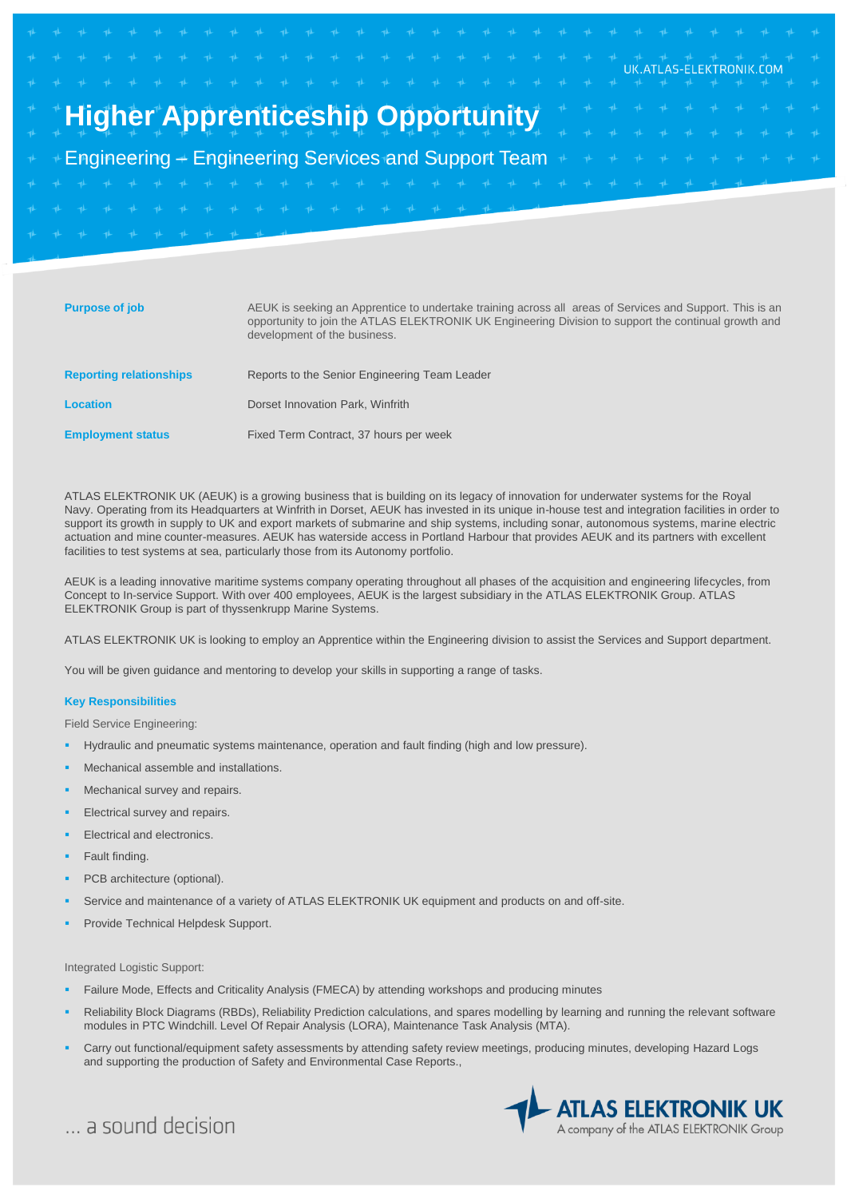UK.ATLAS-ELEKTRONIK.COM

# Higher Apprenticeship Opportunity

## Engineering – Engineering Services and Support Team

| | |
|---|---|
| **Purpose of job** | AEUK is seeking an Apprentice to undertake training across all areas of Services and Support. This is an opportunity to join the ATLAS ELEKTRONIK UK Engineering Division to support the continual growth and development of the business. |
| **Reporting relationships** | Reports to the Senior Engineering Team Leader |
| **Location** | Dorset Innovation Park, Winfrith |
| **Employment status** | Fixed Term Contract, 37 hours per week |

ATLAS ELEKTRONIK UK (AEUK) is a growing business that is building on its legacy of innovation for underwater systems for the Royal Navy. Operating from its Headquarters at Winfrith in Dorset, AEUK has invested in its unique in-house test and integration facilities in order to support its growth in supply to UK and export markets of submarine and ship systems, including sonar, autonomous systems, marine electric actuation and mine counter-measures. AEUK has waterside access in Portland Harbour that provides AEUK and its partners with excellent facilities to test systems at sea, particularly those from its Autonomy portfolio.

AEUK is a leading innovative maritime systems company operating throughout all phases of the acquisition and engineering lifecycles, from Concept to In-service Support. With over 400 employees, AEUK is the largest subsidiary in the ATLAS ELEKTRONIK Group. ATLAS ELEKTRONIK Group is part of thyssenkrupp Marine Systems.

ATLAS ELEKTRONIK UK is looking to employ an Apprentice within the Engineering division to assist the Services and Support department.

You will be given guidance and mentoring to develop your skills in supporting a range of tasks.

### Key Responsibilities

Field Service Engineering:

- Hydraulic and pneumatic systems maintenance, operation and fault finding (high and low pressure).
- Mechanical assemble and installations.
- Mechanical survey and repairs.
- Electrical survey and repairs.
- Electrical and electronics.
- Fault finding.
- PCB architecture (optional).
- Service and maintenance of a variety of ATLAS ELEKTRONIK UK equipment and products on and off-site.
- Provide Technical Helpdesk Support.

Integrated Logistic Support:

- Failure Mode, Effects and Criticality Analysis (FMECA) by attending workshops and producing minutes
- Reliability Block Diagrams (RBDs), Reliability Prediction calculations, and spares modelling by learning and running the relevant software modules in PTC Windchill. Level Of Repair Analysis (LORA), Maintenance Task Analysis (MTA).
- Carry out functional/equipment safety assessments by attending safety review meetings, producing minutes, developing Hazard Logs and supporting the production of Safety and Environmental Case Reports.,

... a sound decision

ATLAS ELEKTRONIK UK
A company of the ATLAS ELEKTRONIK Group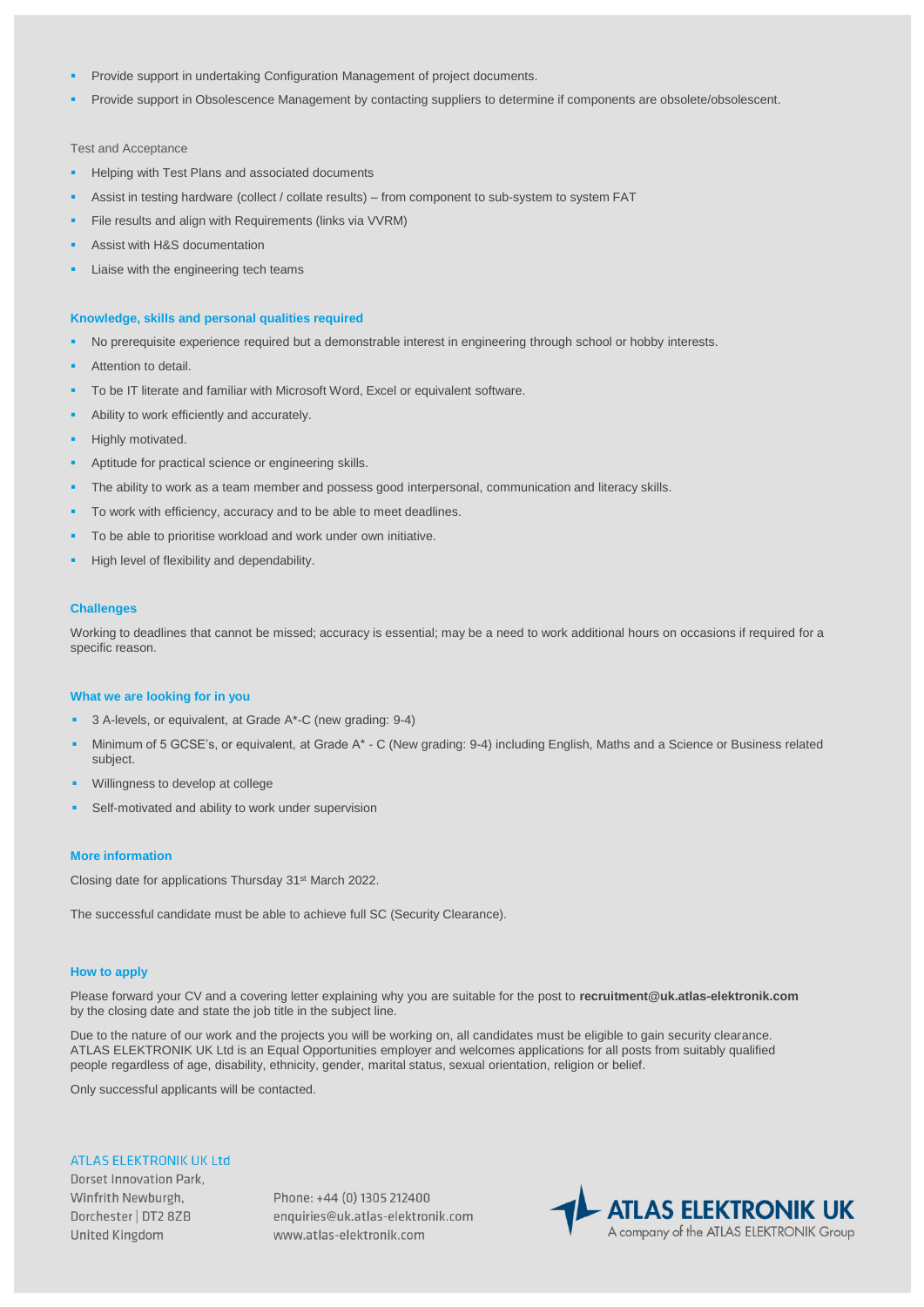- Provide support in undertaking Configuration Management of project documents.
- Provide support in Obsolescence Management by contacting suppliers to determine if components are obsolete/obsolescent.

Test and Acceptance

- Helping with Test Plans and associated documents
- Assist in testing hardware (collect / collate results) – from component to sub-system to system FAT
- File results and align with Requirements (links via VVRM)
- Assist with H&S documentation
- Liaise with the engineering tech teams

### Knowledge, skills and personal qualities required

- No prerequisite experience required but a demonstrable interest in engineering through school or hobby interests.
- Attention to detail.
- To be IT literate and familiar with Microsoft Word, Excel or equivalent software.
- Ability to work efficiently and accurately.
- Highly motivated.
- Aptitude for practical science or engineering skills.
- The ability to work as a team member and possess good interpersonal, communication and literacy skills.
- To work with efficiency, accuracy and to be able to meet deadlines.
- To be able to prioritise workload and work under own initiative.
- High level of flexibility and dependability.

### Challenges

Working to deadlines that cannot be missed; accuracy is essential; may be a need to work additional hours on occasions if required for a specific reason.

### What we are looking for in you

- 3 A-levels, or equivalent, at Grade A*-C (new grading: 9-4)
- Minimum of 5 GCSE's, or equivalent, at Grade A* - C (New grading: 9-4) including English, Maths and a Science or Business related subject.
- Willingness to develop at college
- Self-motivated and ability to work under supervision

### More information

Closing date for applications Thursday 31st March 2022.

The successful candidate must be able to achieve full SC (Security Clearance).

### How to apply

Please forward your CV and a covering letter explaining why you are suitable for the post to **recruitment@uk.atlas-elektronik.com** by the closing date and state the job title in the subject line.

Due to the nature of our work and the projects you will be working on, all candidates must be eligible to gain security clearance. ATLAS ELEKTRONIK UK Ltd is an Equal Opportunities employer and welcomes applications for all posts from suitably qualified people regardless of age, disability, ethnicity, gender, marital status, sexual orientation, religion or belief.

Only successful applicants will be contacted.

ATLAS ELEKTRONIK UK Ltd
Dorset Innovation Park,
Winfrith Newburgh,
Dorchester | DT2 8ZB
United Kingdom

Phone: +44 (0) 1305 212400
enquiries@uk.atlas-elektronik.com
www.atlas-elektronik.com

ATLAS ELEKTRONIK UK
A company of the ATLAS ELEKTRONIK Group